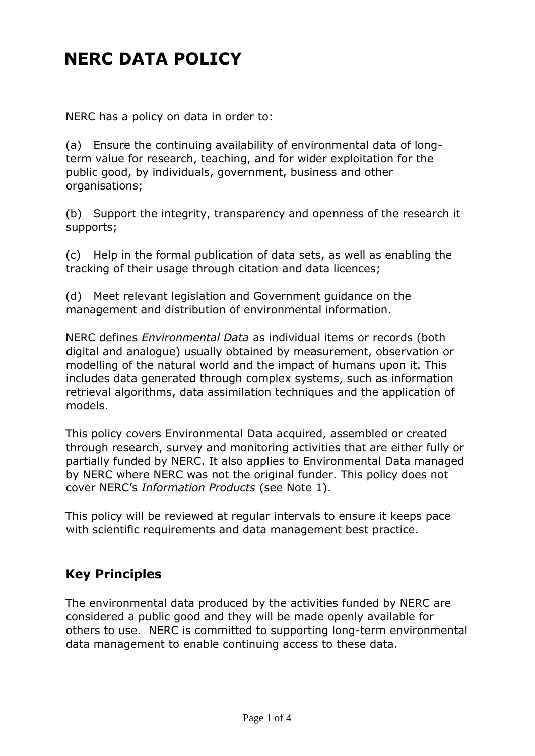# NERC DATA POLICY

NERC has a policy on data in order to:

(a) Ensure the continuing availability of environmental data of long-term value for research, teaching, and for wider exploitation for the public good, by individuals, government, business and other organisations;

(b) Support the integrity, transparency and openness of the research it supports;

(c) Help in the formal publication of data sets, as well as enabling the tracking of their usage through citation and data licences;

(d) Meet relevant legislation and Government guidance on the management and distribution of environmental information.

NERC defines *Environmental Data* as individual items or records (both digital and analogue) usually obtained by measurement, observation or modelling of the natural world and the impact of humans upon it. This includes data generated through complex systems, such as information retrieval algorithms, data assimilation techniques and the application of models.

This policy covers Environmental Data acquired, assembled or created through research, survey and monitoring activities that are either fully or partially funded by NERC. It also applies to Environmental Data managed by NERC where NERC was not the original funder. This policy does not cover NERC's *Information Products* (see Note 1).

This policy will be reviewed at regular intervals to ensure it keeps pace with scientific requirements and data management best practice.

## Key Principles

The environmental data produced by the activities funded by NERC are considered a public good and they will be made openly available for others to use. NERC is committed to supporting long-term environmental data management to enable continuing access to these data.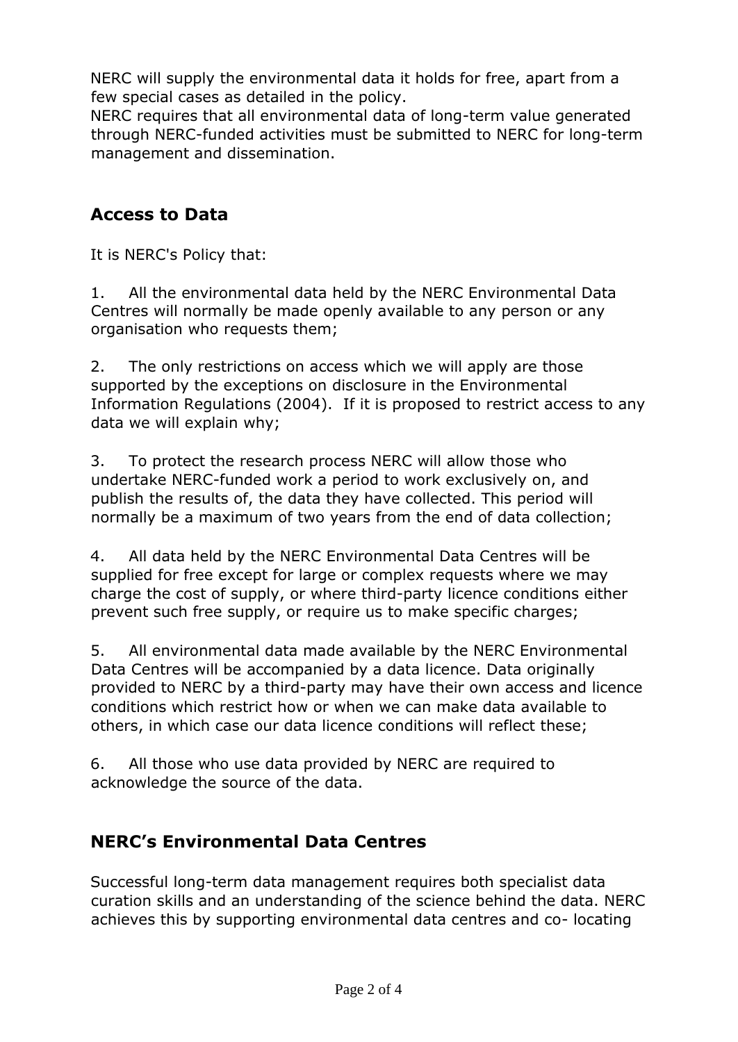NERC will supply the environmental data it holds for free, apart from a few special cases as detailed in the policy.

NERC requires that all environmental data of long-term value generated through NERC-funded activities must be submitted to NERC for long-term management and dissemination.

## Access to Data

It is NERC's Policy that:

1. All the environmental data held by the NERC Environmental Data Centres will normally be made openly available to any person or any organisation who requests them;

2. The only restrictions on access which we will apply are those supported by the exceptions on disclosure in the Environmental Information Regulations (2004). If it is proposed to restrict access to any data we will explain why;

3. To protect the research process NERC will allow those who undertake NERC-funded work a period to work exclusively on, and publish the results of, the data they have collected. This period will normally be a maximum of two years from the end of data collection;

4. All data held by the NERC Environmental Data Centres will be supplied for free except for large or complex requests where we may charge the cost of supply, or where third-party licence conditions either prevent such free supply, or require us to make specific charges;

5. All environmental data made available by the NERC Environmental Data Centres will be accompanied by a data licence. Data originally provided to NERC by a third-party may have their own access and licence conditions which restrict how or when we can make data available to others, in which case our data licence conditions will reflect these;

6. All those who use data provided by NERC are required to acknowledge the source of the data.

## NERC's Environmental Data Centres

Successful long-term data management requires both specialist data curation skills and an understanding of the science behind the data. NERC achieves this by supporting environmental data centres and co- locating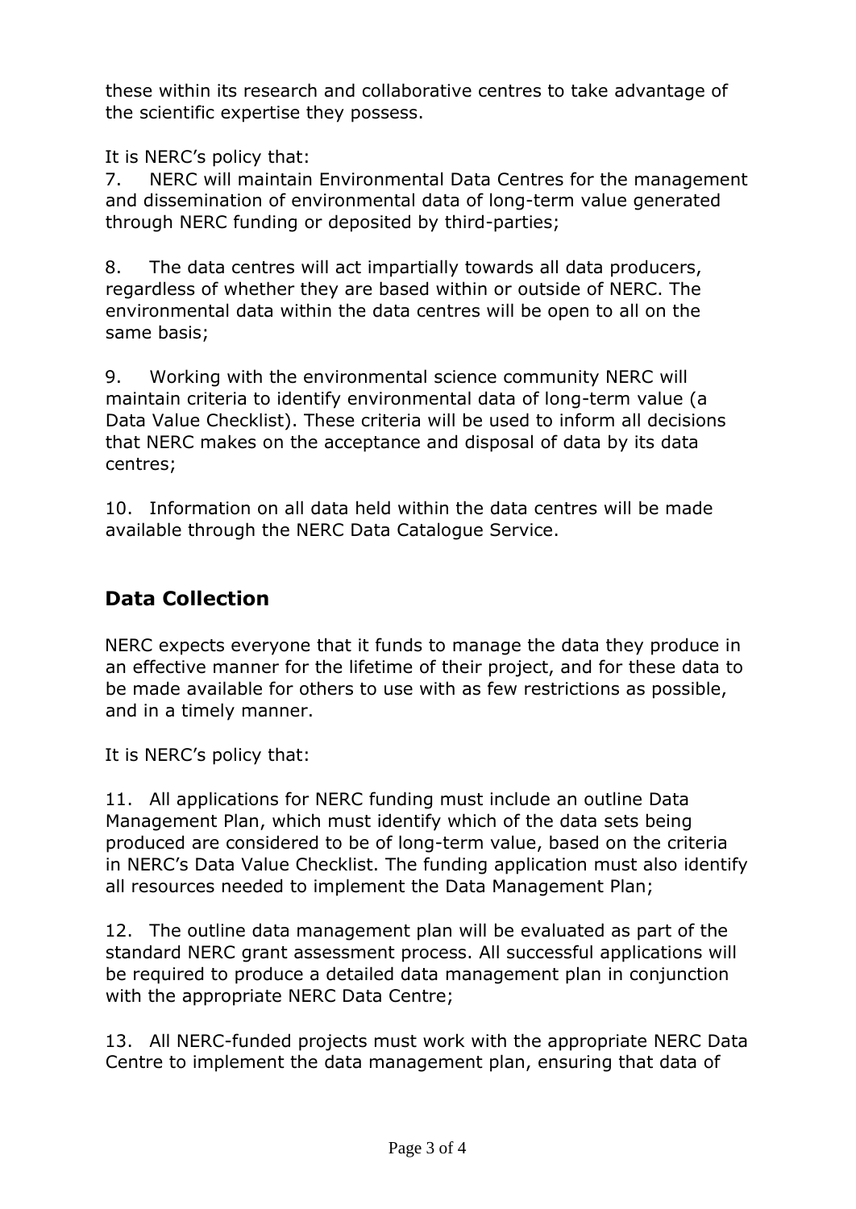these within its research and collaborative centres to take advantage of the scientific expertise they possess.

It is NERC's policy that:

7. NERC will maintain Environmental Data Centres for the management and dissemination of environmental data of long-term value generated through NERC funding or deposited by third-parties;

8. The data centres will act impartially towards all data producers, regardless of whether they are based within or outside of NERC. The environmental data within the data centres will be open to all on the same basis;

9. Working with the environmental science community NERC will maintain criteria to identify environmental data of long-term value (a Data Value Checklist). These criteria will be used to inform all decisions that NERC makes on the acceptance and disposal of data by its data centres;

10. Information on all data held within the data centres will be made available through the NERC Data Catalogue Service.

## Data Collection

NERC expects everyone that it funds to manage the data they produce in an effective manner for the lifetime of their project, and for these data to be made available for others to use with as few restrictions as possible, and in a timely manner.

It is NERC's policy that:

11. All applications for NERC funding must include an outline Data Management Plan, which must identify which of the data sets being produced are considered to be of long-term value, based on the criteria in NERC's Data Value Checklist. The funding application must also identify all resources needed to implement the Data Management Plan;

12. The outline data management plan will be evaluated as part of the standard NERC grant assessment process. All successful applications will be required to produce a detailed data management plan in conjunction with the appropriate NERC Data Centre;

13. All NERC-funded projects must work with the appropriate NERC Data Centre to implement the data management plan, ensuring that data of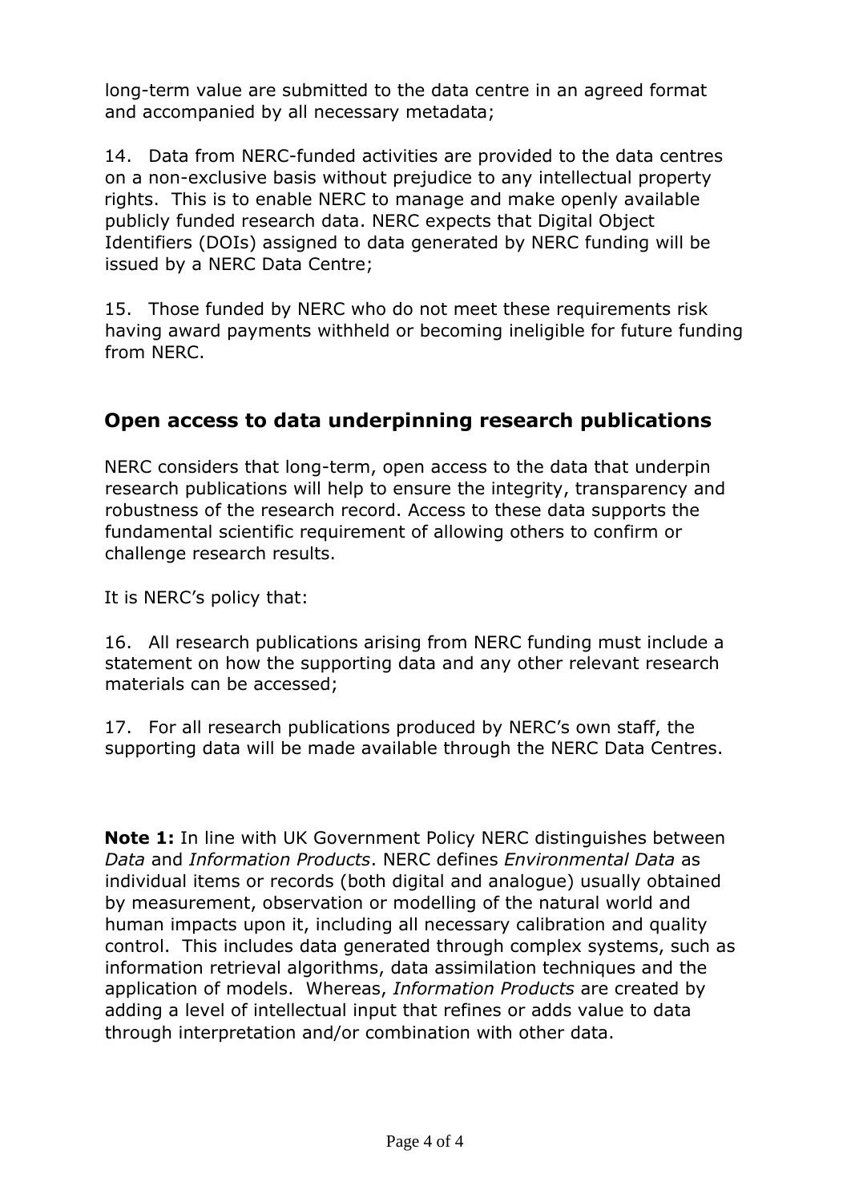long-term value are submitted to the data centre in an agreed format and accompanied by all necessary metadata;

14. Data from NERC-funded activities are provided to the data centres on a non-exclusive basis without prejudice to any intellectual property rights. This is to enable NERC to manage and make openly available publicly funded research data. NERC expects that Digital Object Identifiers (DOIs) assigned to data generated by NERC funding will be issued by a NERC Data Centre;

15. Those funded by NERC who do not meet these requirements risk having award payments withheld or becoming ineligible for future funding from NERC.

## Open access to data underpinning research publications

NERC considers that long-term, open access to the data that underpin research publications will help to ensure the integrity, transparency and robustness of the research record. Access to these data supports the fundamental scientific requirement of allowing others to confirm or challenge research results.

It is NERC's policy that:

16. All research publications arising from NERC funding must include a statement on how the supporting data and any other relevant research materials can be accessed;

17. For all research publications produced by NERC's own staff, the supporting data will be made available through the NERC Data Centres.

**Note 1:** In line with UK Government Policy NERC distinguishes between *Data* and *Information Products*. NERC defines *Environmental Data* as individual items or records (both digital and analogue) usually obtained by measurement, observation or modelling of the natural world and human impacts upon it, including all necessary calibration and quality control. This includes data generated through complex systems, such as information retrieval algorithms, data assimilation techniques and the application of models. Whereas, *Information Products* are created by adding a level of intellectual input that refines or adds value to data through interpretation and/or combination with other data.